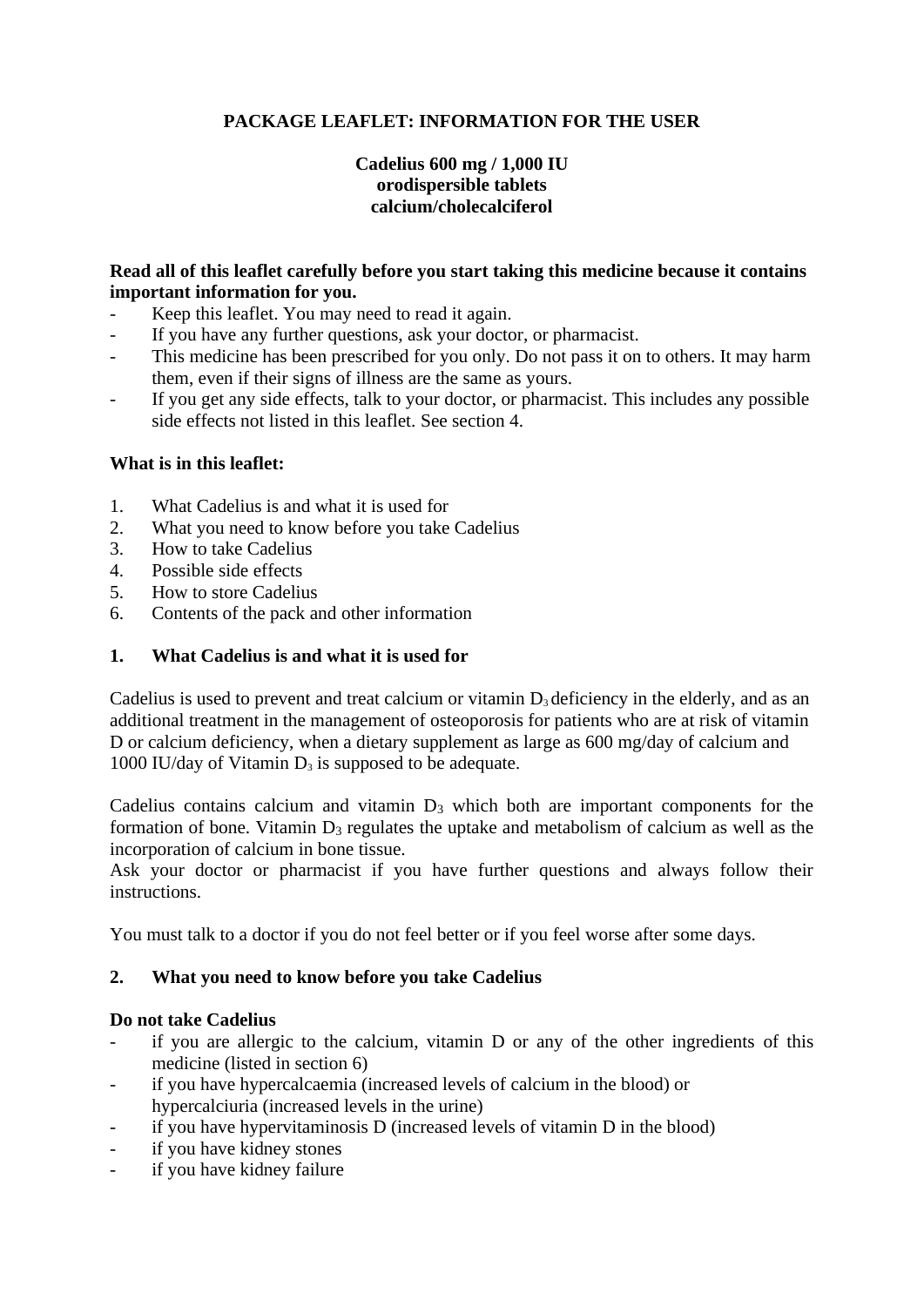**PACKAGE LEAFLET: INFORMATION FOR THE USER**

**Cadelius 600 mg / 1,000 IU**
**orodispersible tablets**
**calcium/cholecalciferol**

**Read all of this leaflet carefully before you start taking this medicine because it contains important information for you.**

- Keep this leaflet. You may need to read it again.
- If you have any further questions, ask your doctor, or pharmacist.
- This medicine has been prescribed for you only. Do not pass it on to others. It may harm them, even if their signs of illness are the same as yours.
- If you get any side effects, talk to your doctor, or pharmacist. This includes any possible side effects not listed in this leaflet. See section 4.

**What is in this leaflet:**

1. What Cadelius is and what it is used for
2. What you need to know before you take Cadelius
3. How to take Cadelius
4. Possible side effects
5. How to store Cadelius
6. Contents of the pack and other information

## 1. What Cadelius is and what it is used for

Cadelius is used to prevent and treat calcium or vitamin $D_3$ deficiency in the elderly, and as an additional treatment in the management of osteoporosis for patients who are at risk of vitamin D or calcium deficiency, when a dietary supplement as large as 600 mg/day of calcium and 1000 IU/day of Vitamin $D_3$ is supposed to be adequate.

Cadelius contains calcium and vitamin $D_3$ which both are important components for the formation of bone. Vitamin $D_3$ regulates the uptake and metabolism of calcium as well as the incorporation of calcium in bone tissue.
Ask your doctor or pharmacist if you have further questions and always follow their instructions.

You must talk to a doctor if you do not feel better or if you feel worse after some days.

## 2. What you need to know before you take Cadelius

**Do not take Cadelius**

- if you are allergic to the calcium, vitamin D or any of the other ingredients of this medicine (listed in section 6)
- if you have hypercalcaemia (increased levels of calcium in the blood) or hypercalciuria (increased levels in the urine)
- if you have hypervitaminosis D (increased levels of vitamin D in the blood)
- if you have kidney stones
- if you have kidney failure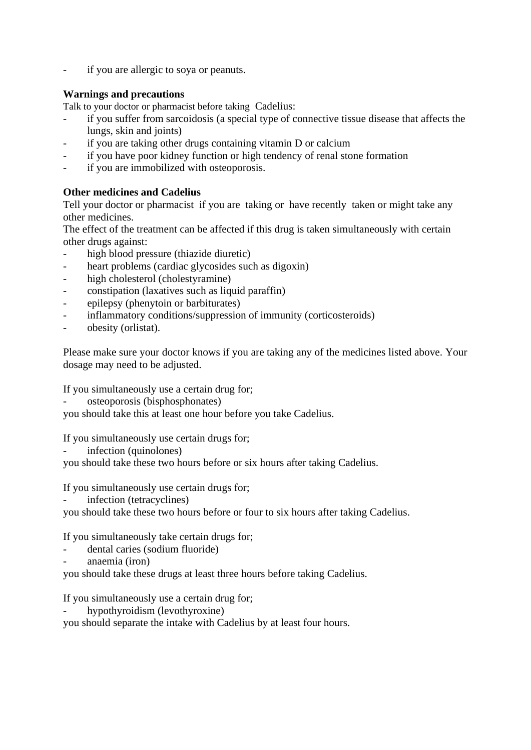- if you are allergic to soya or peanuts.

**Warnings and precautions**

Talk to your doctor or pharmacist before taking Cadelius:

- if you suffer from sarcoidosis (a special type of connective tissue disease that affects the lungs, skin and joints)
- if you are taking other drugs containing vitamin D or calcium
- if you have poor kidney function or high tendency of renal stone formation
- if you are immobilized with osteoporosis.

**Other medicines and Cadelius**

Tell your doctor or pharmacist if you are taking or have recently taken or might take any other medicines.

The effect of the treatment can be affected if this drug is taken simultaneously with certain other drugs against:

- high blood pressure (thiazide diuretic)
- heart problems (cardiac glycosides such as digoxin)
- high cholesterol (cholestyramine)
- constipation (laxatives such as liquid paraffin)
- epilepsy (phenytoin or barbiturates)
- inflammatory conditions/suppression of immunity (corticosteroids)
- obesity (orlistat).

Please make sure your doctor knows if you are taking any of the medicines listed above. Your dosage may need to be adjusted.

If you simultaneously use a certain drug for;

- osteoporosis (bisphosphonates)

you should take this at least one hour before you take Cadelius.

If you simultaneously use certain drugs for;

- infection (quinolones)

you should take these two hours before or six hours after taking Cadelius.

If you simultaneously use certain drugs for;

- infection (tetracyclines)

you should take these two hours before or four to six hours after taking Cadelius.

If you simultaneously take certain drugs for;

- dental caries (sodium fluoride)
- anaemia (iron)

you should take these drugs at least three hours before taking Cadelius.

If you simultaneously use a certain drug for;

- hypothyroidism (levothyroxine)

you should separate the intake with Cadelius by at least four hours.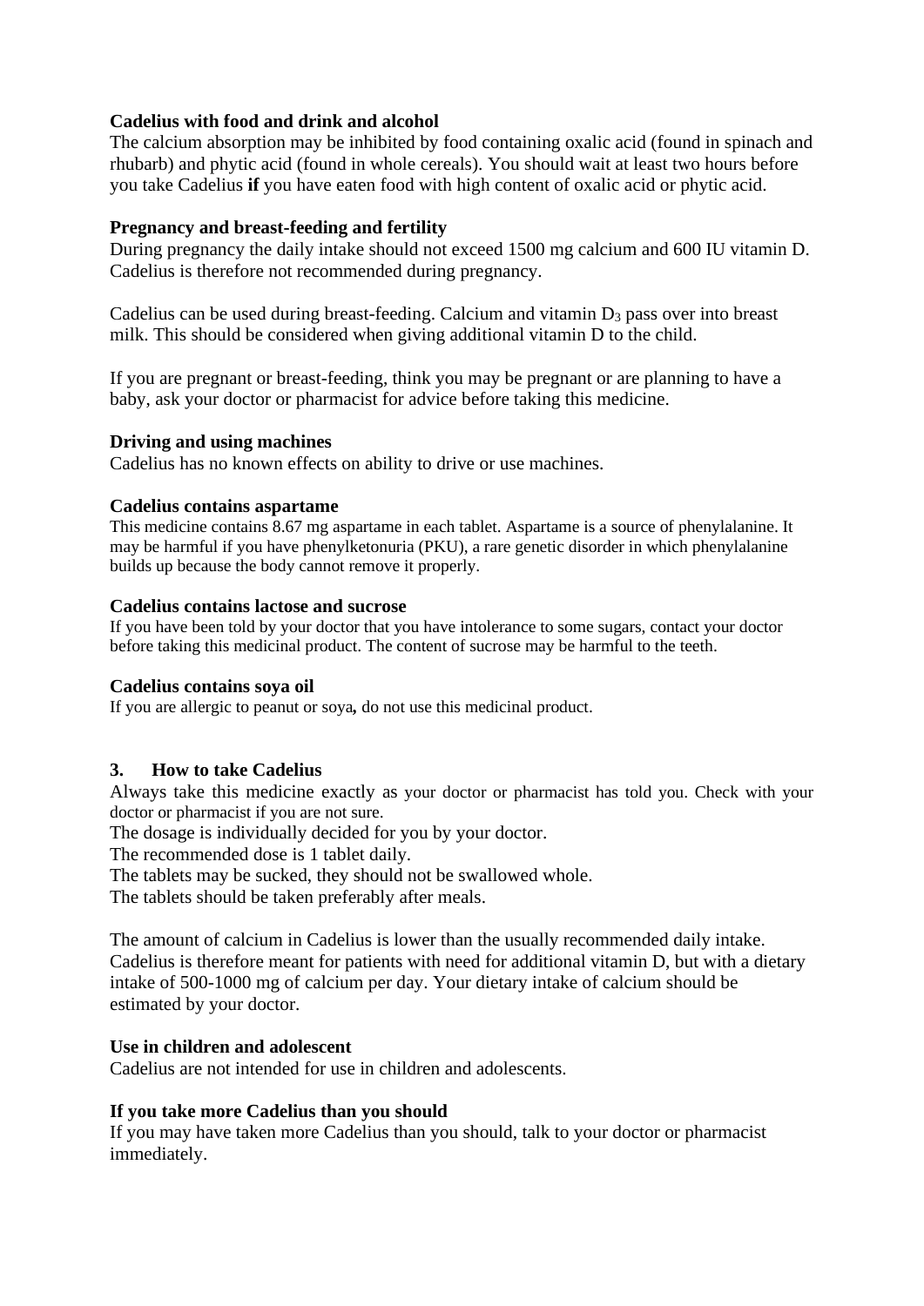**Cadelius with food and drink and alcohol**
The calcium absorption may be inhibited by food containing oxalic acid (found in spinach and rhubarb) and phytic acid (found in whole cereals). You should wait at least two hours before you take Cadelius **if** you have eaten food with high content of oxalic acid or phytic acid.

**Pregnancy and breast-feeding and fertility**
During pregnancy the daily intake should not exceed 1500 mg calcium and 600 IU vitamin D. Cadelius is therefore not recommended during pregnancy.

Cadelius can be used during breast-feeding. Calcium and vitamin $D_3$ pass over into breast milk. This should be considered when giving additional vitamin D to the child.

If you are pregnant or breast-feeding, think you may be pregnant or are planning to have a baby, ask your doctor or pharmacist for advice before taking this medicine.

**Driving and using machines**
Cadelius has no known effects on ability to drive or use machines.

**Cadelius contains aspartame**
This medicine contains 8.67 mg aspartame in each tablet. Aspartame is a source of phenylalanine. It may be harmful if you have phenylketonuria (PKU), a rare genetic disorder in which phenylalanine builds up because the body cannot remove it properly.

**Cadelius contains lactose and sucrose**
If you have been told by your doctor that you have intolerance to some sugars, contact your doctor before taking this medicinal product. The content of sucrose may be harmful to the teeth.

**Cadelius contains soya oil**
If you are allergic to peanut or soya**,** do not use this medicinal product.

## 3. How to take Cadelius

Always take this medicine exactly as your doctor or pharmacist has told you. Check with your doctor or pharmacist if you are not sure.
The dosage is individually decided for you by your doctor.
The recommended dose is 1 tablet daily.
The tablets may be sucked, they should not be swallowed whole.
The tablets should be taken preferably after meals.

The amount of calcium in Cadelius is lower than the usually recommended daily intake. Cadelius is therefore meant for patients with need for additional vitamin D, but with a dietary intake of 500-1000 mg of calcium per day. Your dietary intake of calcium should be estimated by your doctor.

**Use in children and adolescent**
Cadelius are not intended for use in children and adolescents.

**If you take more Cadelius than you should**
If you may have taken more Cadelius than you should, talk to your doctor or pharmacist immediately.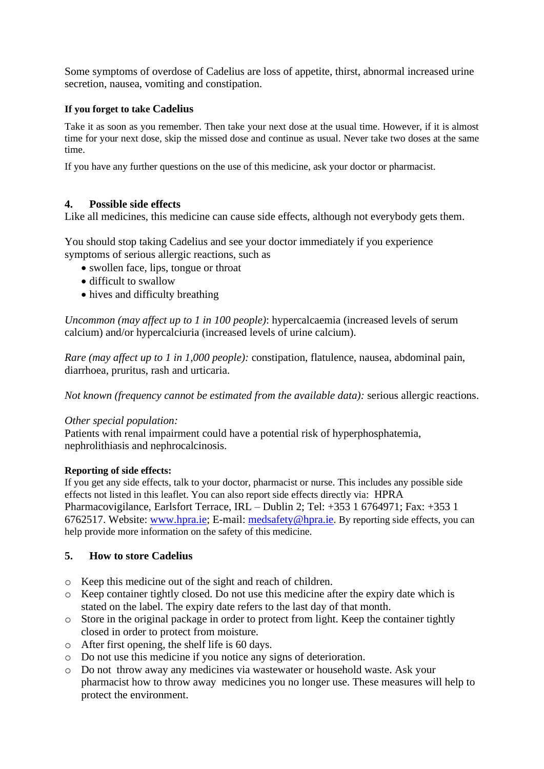Some symptoms of overdose of Cadelius are loss of appetite, thirst, abnormal increased urine secretion, nausea, vomiting and constipation.

**If you forget to take Cadelius**

Take it as soon as you remember. Then take your next dose at the usual time. However, if it is almost time for your next dose, skip the missed dose and continue as usual. Never take two doses at the same time.

If you have any further questions on the use of this medicine, ask your doctor or pharmacist.

## 4. Possible side effects

Like all medicines, this medicine can cause side effects, although not everybody gets them.

You should stop taking Cadelius and see your doctor immediately if you experience symptoms of serious allergic reactions, such as

- swollen face, lips, tongue or throat
- difficult to swallow
- hives and difficulty breathing

*Uncommon (may affect up to 1 in 100 people)*: hypercalcaemia (increased levels of serum calcium) and/or hypercalciuria (increased levels of urine calcium).

*Rare (may affect up to 1 in 1,000 people):* constipation, flatulence, nausea, abdominal pain, diarrhoea, pruritus, rash and urticaria.

*Not known (frequency cannot be estimated from the available data):* serious allergic reactions.

*Other special population:*
Patients with renal impairment could have a potential risk of hyperphosphatemia, nephrolithiasis and nephrocalcinosis.

**Reporting of side effects:**
If you get any side effects, talk to your doctor, pharmacist or nurse. This includes any possible side effects not listed in this leaflet. You can also report side effects directly via: HPRA Pharmacovigilance, Earlsfort Terrace, IRL – Dublin 2; Tel: +353 1 6764971; Fax: +353 1 6762517. Website: www.hpra.ie; E-mail: medsafety@hpra.ie. By reporting side effects, you can help provide more information on the safety of this medicine.

## 5. How to store Cadelius

- Keep this medicine out of the sight and reach of children.
- Keep container tightly closed. Do not use this medicine after the expiry date which is stated on the label. The expiry date refers to the last day of that month.
- Store in the original package in order to protect from light. Keep the container tightly closed in order to protect from moisture.
- After first opening, the shelf life is 60 days.
- Do not use this medicine if you notice any signs of deterioration.
- Do not throw away any medicines via wastewater or household waste. Ask your pharmacist how to throw away medicines you no longer use. These measures will help to protect the environment.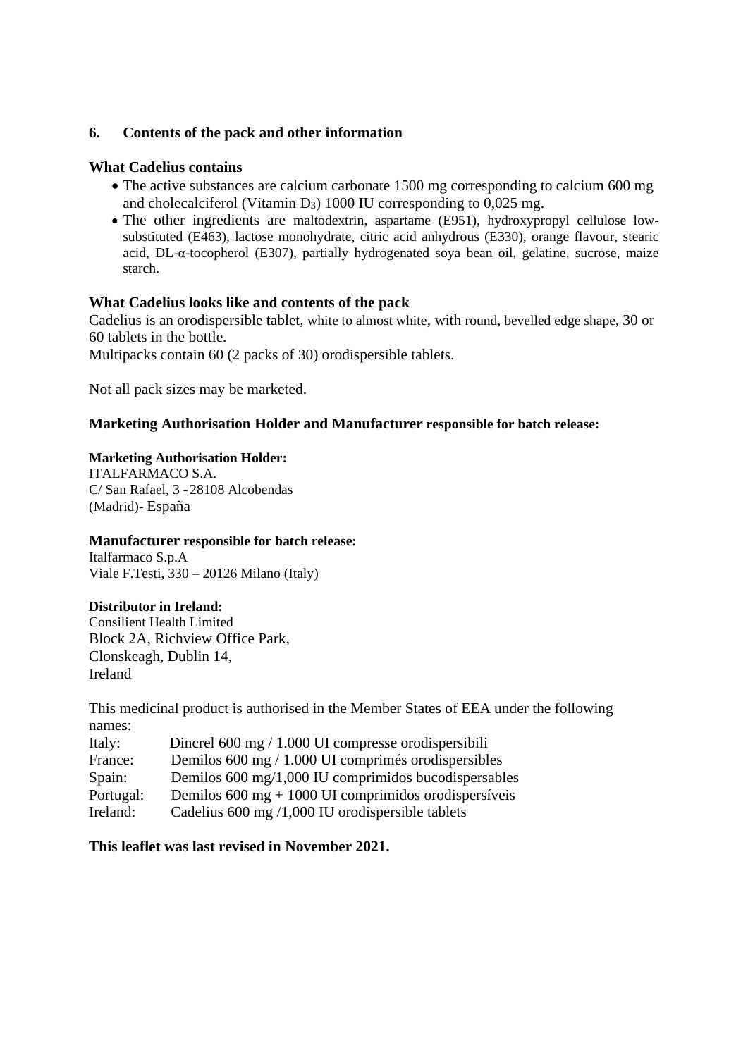## 6. Contents of the pack and other information

### What Cadelius contains

- The active substances are calcium carbonate 1500 mg corresponding to calcium 600 mg and cholecalciferol (Vitamin $D_3$) 1000 IU corresponding to 0,025 mg.
- The other ingredients are maltodextrin, aspartame (E951), hydroxypropyl cellulose low-substituted (E463), lactose monohydrate, citric acid anhydrous (E330), orange flavour, stearic acid, DL-α-tocopherol (E307), partially hydrogenated soya bean oil, gelatine, sucrose, maize starch.

### What Cadelius looks like and contents of the pack

Cadelius is an orodispersible tablet, white to almost white, with round, bevelled edge shape, 30 or 60 tablets in the bottle.
Multipacks contain 60 (2 packs of 30) orodispersible tablets.

Not all pack sizes may be marketed.

### Marketing Authorisation Holder and Manufacturer responsible for batch release:

**Marketing Authorisation Holder:**
ITALFARMACO S.A.
C/ San Rafael, 3 - 28108 Alcobendas
(Madrid)- España

**Manufacturer responsible for batch release:**
Italfarmaco S.p.A
Viale F.Testi, 330 – 20126 Milano (Italy)

**Distributor in Ireland:**
Consilient Health Limited
Block 2A, Richview Office Park,
Clonskeagh, Dublin 14,
Ireland

This medicinal product is authorised in the Member States of EEA under the following names:

| | |
|---|---|
| Italy: | Dincrel 600 mg / 1.000 UI compresse orodispersibili |
| France: | Demilos 600 mg / 1.000 UI comprimés orodispersibles |
| Spain: | Demilos 600 mg/1,000 IU comprimidos bucodispersables |
| Portugal: | Demilos 600 mg + 1000 UI comprimidos orodispersíveis |
| Ireland: | Cadelius 600 mg /1,000 IU orodispersible tablets |

**This leaflet was last revised in November 2021.**